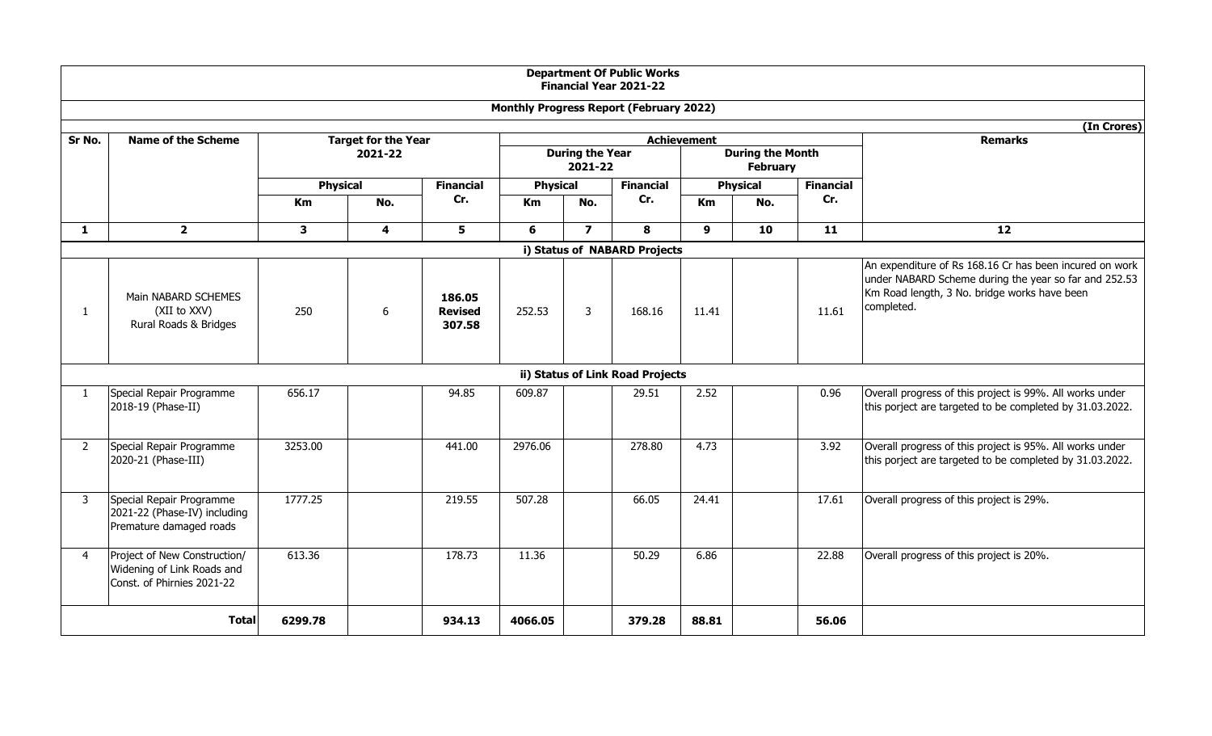**Department Of Public Works**
**Financial Year 2021-22**

**Monthly Progress Report (February 2022)**

(In Crores)

| Sr No. | Name of the Scheme | Target for the Year 2021-22 | | | Achievement | | | | | | Remarks |
|---|---|---|---|---|---|---|---|---|---|---|---|
| | | | | | During the Year 2021-22 | | | During the Month February | | | |
| | | Physical | | Financial | Physical | | Financial | Physical | | Financial | |
| | | Km | No. | Cr. | Km | No. | Cr. | Km | No. | Cr. | |
| 1 | 2 | 3 | 4 | 5 | 6 | 7 | 8 | 9 | 10 | 11 | 12 |
| **i) Status of NABARD Projects** | | | | | | | | | | | |
| 1 | Main NABARD SCHEMES (XII to XXV) Rural Roads & Bridges | 250 | 6 | **186.05 Revised 307.58** | 252.53 | 3 | 168.16 | 11.41 | | 11.61 | An expenditure of Rs 168.16 Cr has been incured on work under NABARD Scheme during the year so far and 252.53 Km Road length, 3 No. bridge works have been completed. |
| **ii) Status of Link Road Projects** | | | | | | | | | | | |
| 1 | Special Repair Programme 2018-19 (Phase-II) | 656.17 | | 94.85 | 609.87 | | 29.51 | 2.52 | | 0.96 | Overall progress of this project is 99%. All works under this porject are targeted to be completed by 31.03.2022. |
| 2 | Special Repair Programme 2020-21 (Phase-III) | 3253.00 | | 441.00 | 2976.06 | | 278.80 | 4.73 | | 3.92 | Overall progress of this project is 95%. All works under this porject are targeted to be completed by 31.03.2022. |
| 3 | Special Repair Programme 2021-22 (Phase-IV) including Premature damaged roads | 1777.25 | | 219.55 | 507.28 | | 66.05 | 24.41 | | 17.61 | Overall progress of this project is 29%. |
| 4 | Project of New Construction/ Widening of Link Roads and Const. of Phirnies 2021-22 | 613.36 | | 178.73 | 11.36 | | 50.29 | 6.86 | | 22.88 | Overall progress of this project is 20%. |
| **Total** | | **6299.78** | | **934.13** | **4066.05** | | **379.28** | **88.81** | | **56.06** | |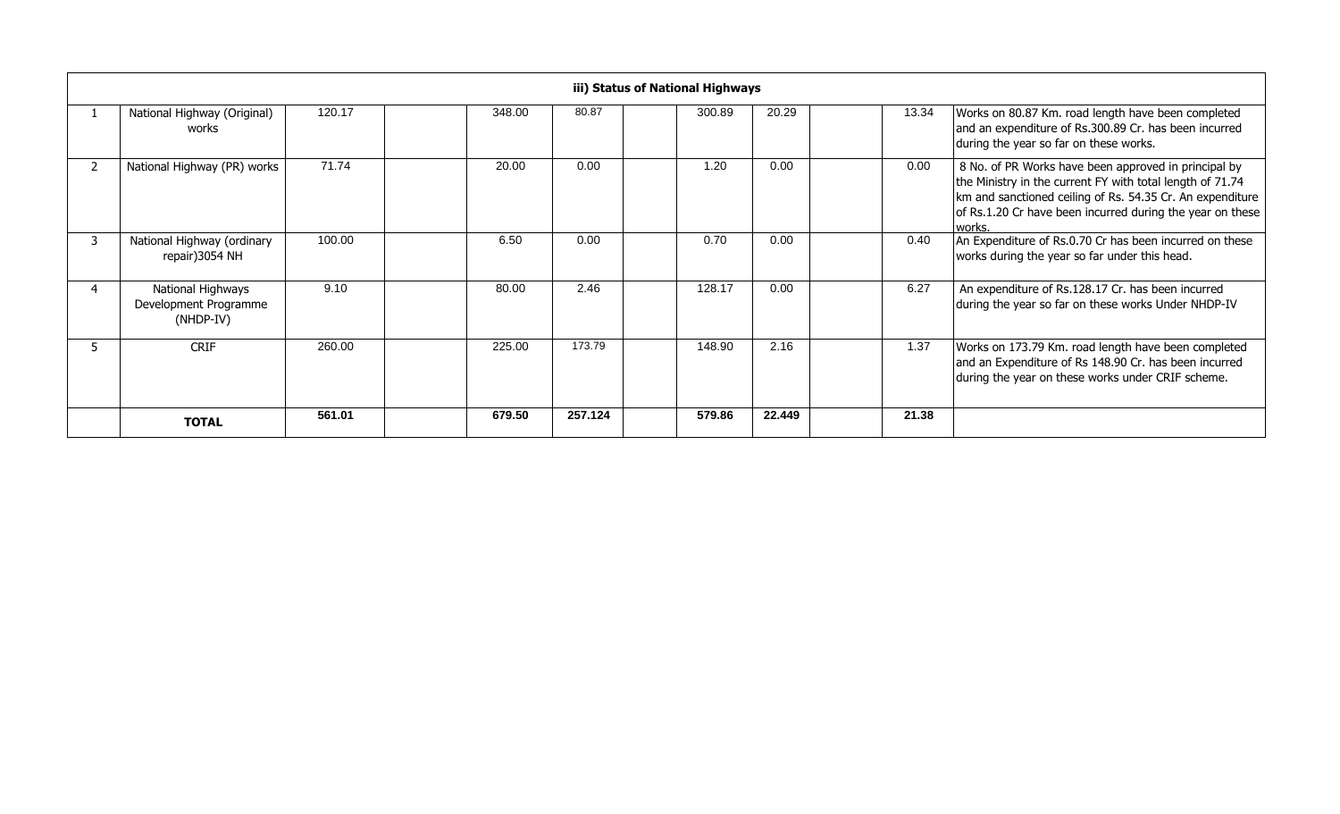| iii) Status of National Highways | | | | | | | | | | | |
|---|---|---|---|---|---|---|---|---|---|---|---|
| 1 | National Highway (Original) works | 120.17 | | 348.00 | 80.87 | | 300.89 | 20.29 | | 13.34 | Works on 80.87 Km. road length have been completed and an expenditure of Rs.300.89 Cr. has been incurred during the year so far on these works. |
| 2 | National Highway (PR) works | 71.74 | | 20.00 | 0.00 | | 1.20 | 0.00 | | 0.00 | 8 No. of PR Works have been approved in principal by the Ministry in the current FY with total length of 71.74 km and sanctioned ceiling of Rs. 54.35 Cr. An expenditure of Rs.1.20 Cr have been incurred during the year on these works. |
| 3 | National Highway (ordinary repair)3054 NH | 100.00 | | 6.50 | 0.00 | | 0.70 | 0.00 | | 0.40 | An Expenditure of Rs.0.70 Cr has been incurred on these works during the year so far under this head. |
| 4 | National Highways Development Programme (NHDP-IV) | 9.10 | | 80.00 | 2.46 | | 128.17 | 0.00 | | 6.27 | An expenditure of Rs.128.17 Cr. has been incurred during the year so far on these works Under NHDP-IV |
| 5 | CRIF | 260.00 | | 225.00 | 173.79 | | 148.90 | 2.16 | | 1.37 | Works on 173.79 Km. road length have been completed and an Expenditure of Rs 148.90 Cr. has been incurred during the year on these works under CRIF scheme. |
| | **TOTAL** | **561.01** | | **679.50** | **257.124** | | **579.86** | **22.449** | | **21.38** | |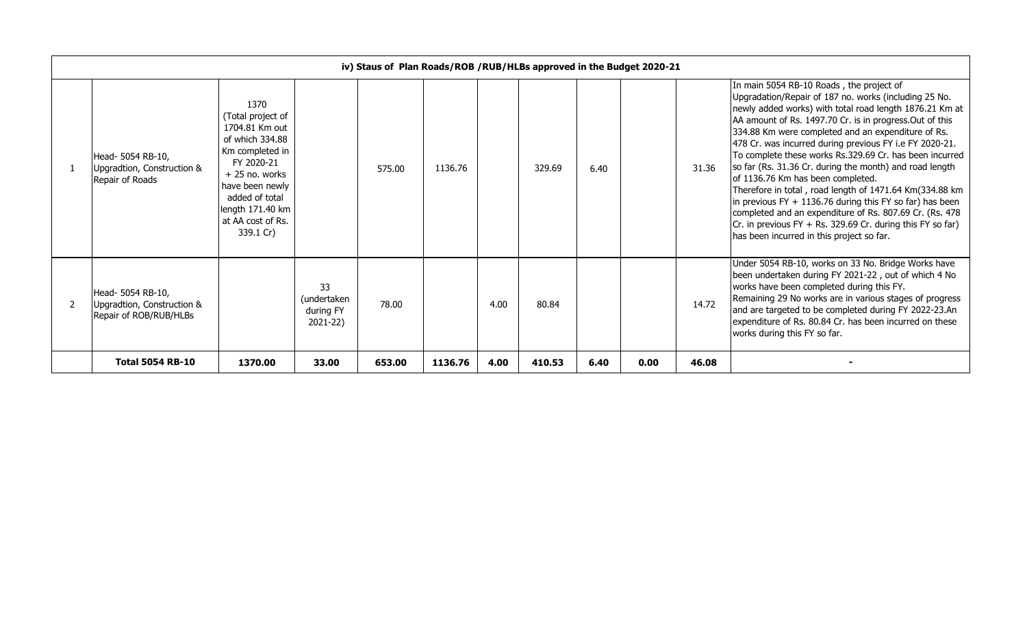| | iv) Staus of Plan Roads/ROB /RUB/HLBs approved in the Budget 2020-21 | | | | | | | | | | |
|---|---|---|---|---|---|---|---|---|---|---|---|
| 1 | Head- 5054 RB-10, Upgradtion, Construction & Repair of Roads | 1370 (Total project of 1704.81 Km out of which 334.88 Km completed in FY 2020-21 + 25 no. works have been newly added of total length 171.40 km at AA cost of Rs. 339.1 Cr) | | 575.00 | 1136.76 | | 329.69 | 6.40 | | 31.36 | In main 5054 RB-10 Roads , the project of Upgradation/Repair of 187 no. works (including 25 No. newly added works) with total road length 1876.21 Km at AA amount of Rs. 1497.70 Cr. is in progress.Out of this 334.88 Km were completed and an expenditure of Rs. 478 Cr. was incurred during previous FY i.e FY 2020-21. To complete these works Rs.329.69 Cr. has been incurred so far (Rs. 31.36 Cr. during the month) and road length of 1136.76 Km has been completed. Therefore in total , road length of 1471.64 Km(334.88 km in previous FY + 1136.76 during this FY so far) has been completed and an expenditure of Rs. 807.69 Cr. (Rs. 478 Cr. in previous FY + Rs. 329.69 Cr. during this FY so far) has been incurred in this project so far. |
| 2 | Head- 5054 RB-10, Upgradtion, Construction & Repair of ROB/RUB/HLBs | | 33 (undertaken during FY 2021-22) | 78.00 | | 4.00 | 80.84 | | | 14.72 | Under 5054 RB-10, works on 33 No. Bridge Works have been undertaken during FY 2021-22 , out of which 4 No works have been completed during this FY. Remaining 29 No works are in various stages of progress and are targeted to be completed during FY 2022-23.An expenditure of Rs. 80.84 Cr. has been incurred on these works during this FY so far. |
| | **Total 5054 RB-10** | **1370.00** | **33.00** | **653.00** | **1136.76** | **4.00** | **410.53** | **6.40** | **0.00** | **46.08** | **-** |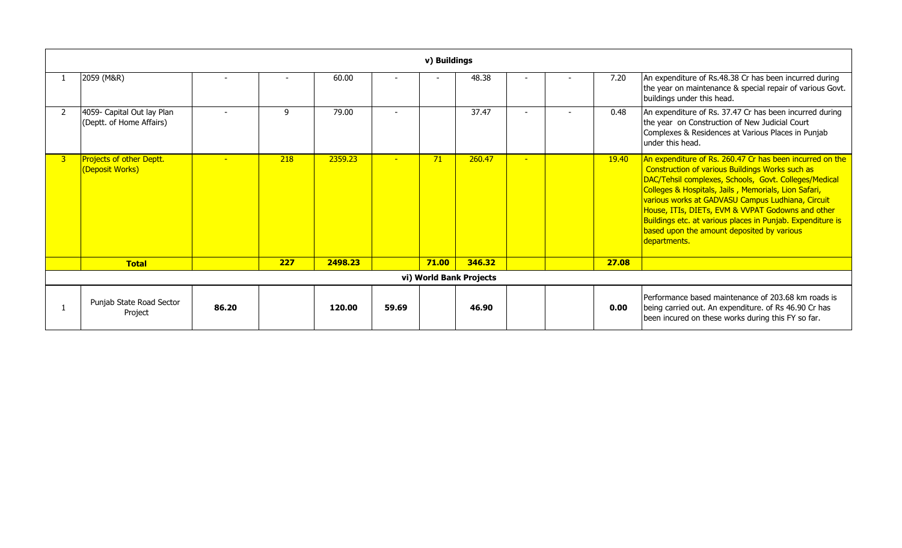| | | | | | | | | | | | |
|---|---|---|---|---|---|---|---|---|---|---|---|
| | | | | | | **v) Buildings** | | | | | |
| 1 | 2059 (M&R) | - | - | 60.00 | - | - | 48.38 | - | - | 7.20 | An expenditure of Rs.48.38 Cr has been incurred during the year on maintenance & special repair of various Govt. buildings under this head. |
| 2 | 4059- Capital Out lay Plan (Deptt. of Home Affairs) | - | 9 | 79.00 | - | | 37.47 | - | - | 0.48 | An expenditure of Rs. 37.47 Cr has been incurred during the year on Construction of New Judicial Court Complexes & Residences at Various Places in Punjab under this head. |
| 3 | Projects of other Deptt. (Deposit Works) | - | 218 | 2359.23 | - | 71 | 260.47 | - | | 19.40 | An expenditure of Rs. 260.47 Cr has been incurred on the Construction of various Buildings Works such as DAC/Tehsil complexes, Schools, Govt. Colleges/Medical Colleges & Hospitals, Jails , Memorials, Lion Safari, various works at GADVASU Campus Ludhiana, Circuit House, ITIs, DIETs, EVM & VVPAT Godowns and other Buildings etc. at various places in Punjab. Expenditure is based upon the amount deposited by various departments. |
| | **Total** | | **227** | **2498.23** | | **71.00** | **346.32** | | | **27.08** | |
| | | | | | | **vi) World Bank Projects** | | | | | |
| 1 | Punjab State Road Sector Project | **86.20** | | **120.00** | **59.69** | | **46.90** | | | **0.00** | Performance based maintenance of 203.68 km roads is being carried out. An expenditure. of Rs 46.90 Cr has been incured on these works during this FY so far. |